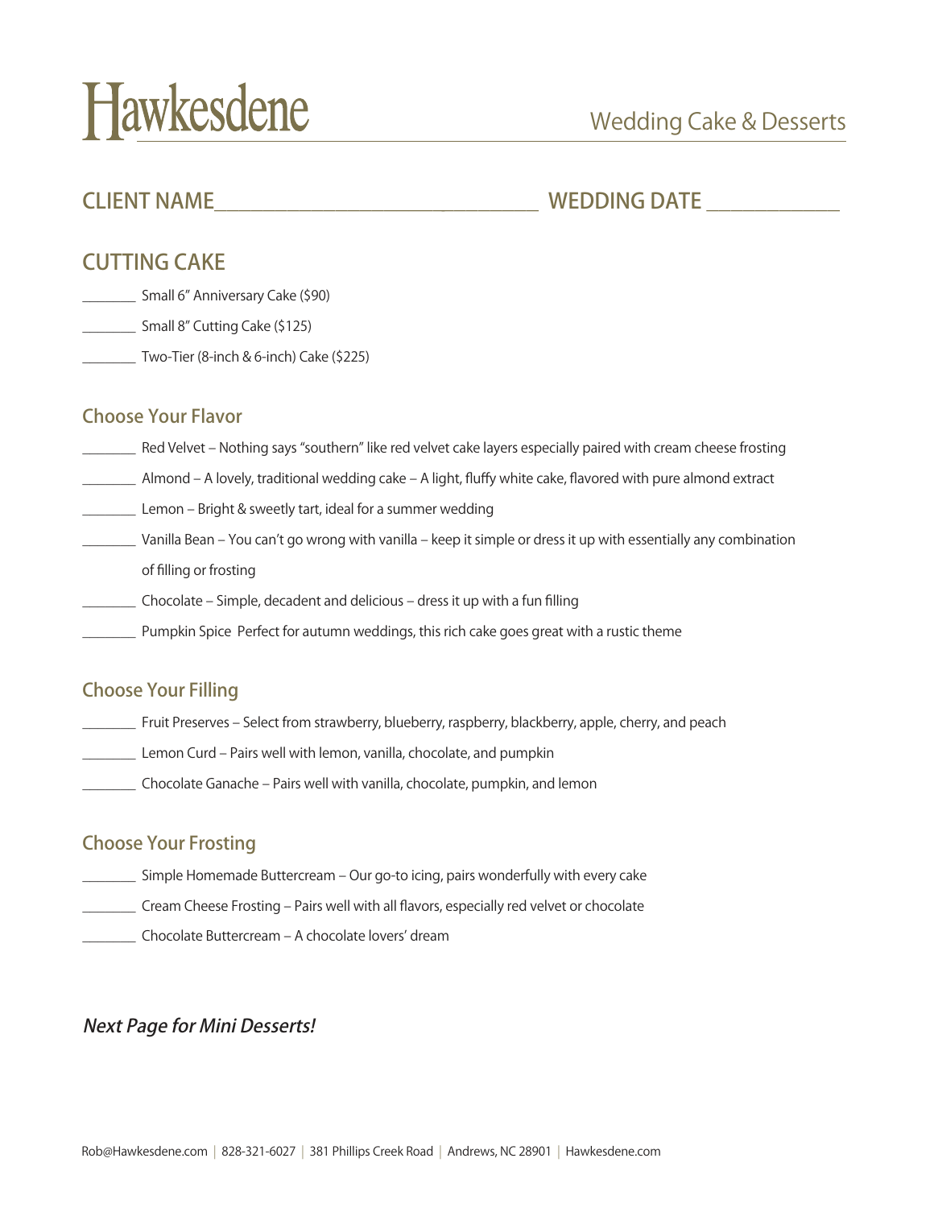# Hawkesdene

Wedding Cake & Desserts

**CLIENT NAME**\_\_\_\_\_\_\_\_\_\_\_\_\_\_\_\_\_\_\_\_\_\_\_\_\_\_\_\_\_\_ **WEDDING DATE** \_\_\_\_\_\_\_\_\_\_\_\_

## CUTTING CAKE

\_\_\_\_\_\_\_ Small 6" Anniversary Cake ($90)

\_\_\_\_\_\_\_ Small 8" Cutting Cake ($125)

\_\_\_\_\_\_\_ Two-Tier (8-inch & 6-inch) Cake ($225)

### Choose Your Flavor

\_\_\_\_\_\_\_ Red Velvet – Nothing says "southern" like red velvet cake layers especially paired with cream cheese frosting

\_\_\_\_\_\_\_ Almond – A lovely, traditional wedding cake – A light, fluffy white cake, flavored with pure almond extract

\_\_\_\_\_\_\_ Lemon – Bright & sweetly tart, ideal for a summer wedding

\_\_\_\_\_\_\_ Vanilla Bean – You can't go wrong with vanilla – keep it simple or dress it up with essentially any combination of filling or frosting

\_\_\_\_\_\_\_ Chocolate – Simple, decadent and delicious – dress it up with a fun filling

\_\_\_\_\_\_\_ Pumpkin Spice Perfect for autumn weddings, this rich cake goes great with a rustic theme

### Choose Your Filling

\_\_\_\_\_\_\_ Fruit Preserves – Select from strawberry, blueberry, raspberry, blackberry, apple, cherry, and peach

\_\_\_\_\_\_\_ Lemon Curd – Pairs well with lemon, vanilla, chocolate, and pumpkin

\_\_\_\_\_\_\_ Chocolate Ganache – Pairs well with vanilla, chocolate, pumpkin, and lemon

### Choose Your Frosting

\_\_\_\_\_\_\_ Simple Homemade Buttercream – Our go-to icing, pairs wonderfully with every cake

\_\_\_\_\_\_\_ Cream Cheese Frosting – Pairs well with all flavors, especially red velvet or chocolate

\_\_\_\_\_\_\_ Chocolate Buttercream – A chocolate lovers' dream

*Next Page for Mini Desserts!*

Rob@Hawkesdene.com | 828-321-6027 | 381 Phillips Creek Road | Andrews, NC 28901 | Hawkesdene.com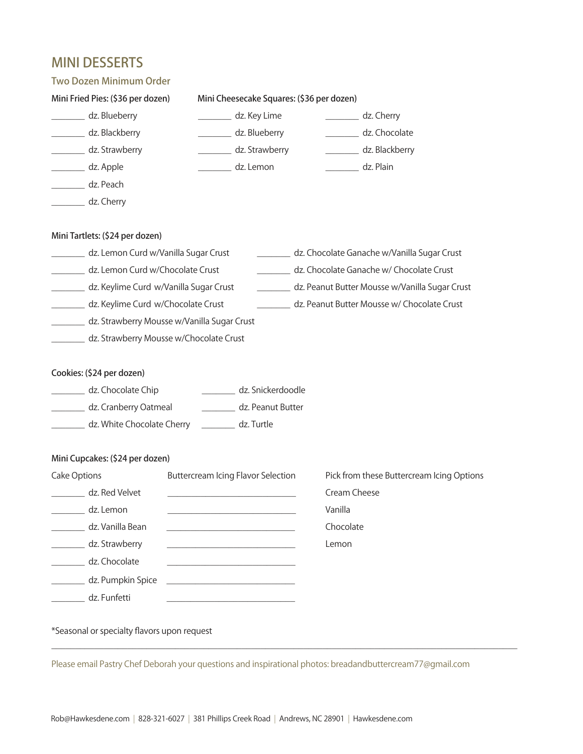## MINI DESSERTS

### Two Dozen Minimum Order

**Mini Fried Pies: ($36 per dozen)**

- ________ dz. Blueberry
- ________ dz. Blackberry
- ________ dz. Strawberry
- ________ dz. Apple
- ________ dz. Peach
- ________ dz. Cherry

**Mini Cheesecake Squares: ($36 per dozen)**

- ________ dz. Key Lime
- ________ dz. Blueberry
- ________ dz. Strawberry
- ________ dz. Lemon
- ________ dz. Cherry
- ________ dz. Chocolate
- ________ dz. Blackberry
- ________ dz. Plain

**Mini Tartlets: ($24 per dozen)**

- ________ dz. Lemon Curd w/Vanilla Sugar Crust
- ________ dz. Lemon Curd w/Chocolate Crust
- ________ dz. Keylime Curd w/Vanilla Sugar Crust
- ________ dz. Keylime Curd w/Chocolate Crust
- ________ dz. Strawberry Mousse w/Vanilla Sugar Crust
- ________ dz. Strawberry Mousse w/Chocolate Crust
- ________ dz. Chocolate Ganache w/Vanilla Sugar Crust
- ________ dz. Chocolate Ganache w/ Chocolate Crust
- ________ dz. Peanut Butter Mousse w/Vanilla Sugar Crust
- ________ dz. Peanut Butter Mousse w/ Chocolate Crust

**Cookies: ($24 per dozen)**

- ________ dz. Chocolate Chip
- ________ dz. Cranberry Oatmeal
- ________ dz. White Chocolate Cherry
- ________ dz. Snickerdoodle
- ________ dz. Peanut Butter
- ________ dz. Turtle

**Mini Cupcakes: ($24 per dozen)**

| Cake Options | Buttercream Icing Flavor Selection | Pick from these Buttercream Icing Options |
|---|---|---|
| ________ dz. Red Velvet | ____________________ | Cream Cheese |
| ________ dz. Lemon | ____________________ | Vanilla |
| ________ dz. Vanilla Bean | ____________________ | Chocolate |
| ________ dz. Strawberry | ____________________ | Lemon |
| ________ dz. Chocolate | ____________________ | |
| ________ dz. Pumpkin Spice | ____________________ | |
| ________ dz. Funfetti | ____________________ | |

*Seasonal or specialty flavors upon request

---

Please email Pastry Chef Deborah your questions and inspirational photos: breadandbuttercream77@gmail.com

Rob@Hawkesdene.com | 828-321-6027 | 381 Phillips Creek Road | Andrews, NC 28901 | Hawkesdene.com